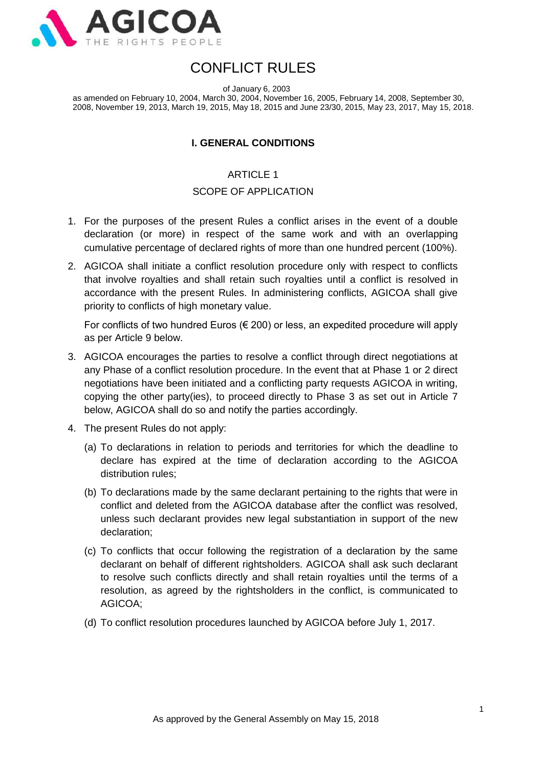# CONFLICT RULES

of January 6, 2003

as amended on February 10, 2004, March 30, 2004, November 16, 2005, February 14, 2008, September 30, 2008, November 19, 2013, March 19, 2015, May 18, 2015 and June 23/30, 2015, May 23, 2017, May 15, 2018.

## I. GENERAL CONDITIONS

### ARTICLE 1
### SCOPE OF APPLICATION

1. For the purposes of the present Rules a conflict arises in the event of a double declaration (or more) in respect of the same work and with an overlapping cumulative percentage of declared rights of more than one hundred percent (100%).

2. AGICOA shall initiate a conflict resolution procedure only with respect to conflicts that involve royalties and shall retain such royalties until a conflict is resolved in accordance with the present Rules. In administering conflicts, AGICOA shall give priority to conflicts of high monetary value.

   For conflicts of two hundred Euros (€ 200) or less, an expedited procedure will apply as per Article 9 below.

3. AGICOA encourages the parties to resolve a conflict through direct negotiations at any Phase of a conflict resolution procedure. In the event that at Phase 1 or 2 direct negotiations have been initiated and a conflicting party requests AGICOA in writing, copying the other party(ies), to proceed directly to Phase 3 as set out in Article 7 below, AGICOA shall do so and notify the parties accordingly.

4. The present Rules do not apply:

   (a) To declarations in relation to periods and territories for which the deadline to declare has expired at the time of declaration according to the AGICOA distribution rules;

   (b) To declarations made by the same declarant pertaining to the rights that were in conflict and deleted from the AGICOA database after the conflict was resolved, unless such declarant provides new legal substantiation in support of the new declaration;

   (c) To conflicts that occur following the registration of a declaration by the same declarant on behalf of different rightsholders. AGICOA shall ask such declarant to resolve such conflicts directly and shall retain royalties until the terms of a resolution, as agreed by the rightsholders in the conflict, is communicated to AGICOA;

   (d) To conflict resolution procedures launched by AGICOA before July 1, 2017.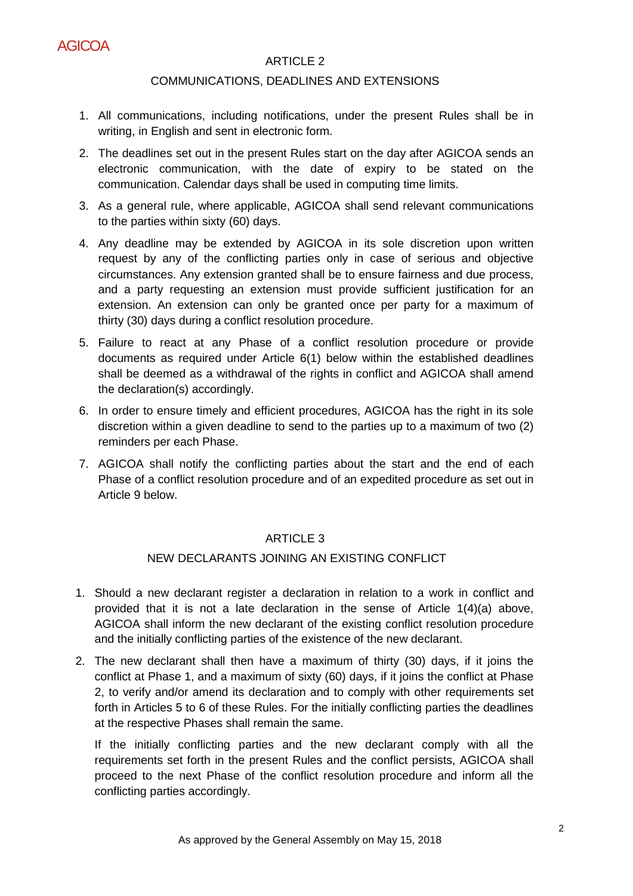## ARTICLE 2

### COMMUNICATIONS, DEADLINES AND EXTENSIONS

1. All communications, including notifications, under the present Rules shall be in writing, in English and sent in electronic form.
2. The deadlines set out in the present Rules start on the day after AGICOA sends an electronic communication, with the date of expiry to be stated on the communication. Calendar days shall be used in computing time limits.
3. As a general rule, where applicable, AGICOA shall send relevant communications to the parties within sixty (60) days.
4. Any deadline may be extended by AGICOA in its sole discretion upon written request by any of the conflicting parties only in case of serious and objective circumstances. Any extension granted shall be to ensure fairness and due process, and a party requesting an extension must provide sufficient justification for an extension. An extension can only be granted once per party for a maximum of thirty (30) days during a conflict resolution procedure.
5. Failure to react at any Phase of a conflict resolution procedure or provide documents as required under Article 6(1) below within the established deadlines shall be deemed as a withdrawal of the rights in conflict and AGICOA shall amend the declaration(s) accordingly.
6. In order to ensure timely and efficient procedures, AGICOA has the right in its sole discretion within a given deadline to send to the parties up to a maximum of two (2) reminders per each Phase.
7. AGICOA shall notify the conflicting parties about the start and the end of each Phase of a conflict resolution procedure and of an expedited procedure as set out in Article 9 below.

## ARTICLE 3

### NEW DECLARANTS JOINING AN EXISTING CONFLICT

1. Should a new declarant register a declaration in relation to a work in conflict and provided that it is not a late declaration in the sense of Article 1(4)(a) above, AGICOA shall inform the new declarant of the existing conflict resolution procedure and the initially conflicting parties of the existence of the new declarant.
2. The new declarant shall then have a maximum of thirty (30) days, if it joins the conflict at Phase 1, and a maximum of sixty (60) days, if it joins the conflict at Phase 2, to verify and/or amend its declaration and to comply with other requirements set forth in Articles 5 to 6 of these Rules. For the initially conflicting parties the deadlines at the respective Phases shall remain the same.

   If the initially conflicting parties and the new declarant comply with all the requirements set forth in the present Rules and the conflict persists, AGICOA shall proceed to the next Phase of the conflict resolution procedure and inform all the conflicting parties accordingly.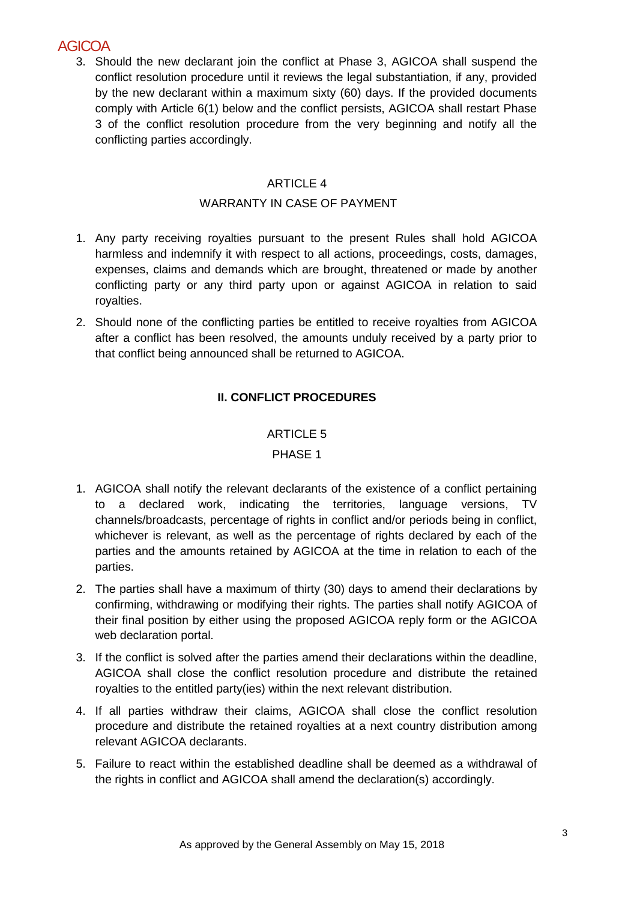3. Should the new declarant join the conflict at Phase 3, AGICOA shall suspend the conflict resolution procedure until it reviews the legal substantiation, if any, provided by the new declarant within a maximum sixty (60) days. If the provided documents comply with Article 6(1) below and the conflict persists, AGICOA shall restart Phase 3 of the conflict resolution procedure from the very beginning and notify all the conflicting parties accordingly.

ARTICLE 4

WARRANTY IN CASE OF PAYMENT

1. Any party receiving royalties pursuant to the present Rules shall hold AGICOA harmless and indemnify it with respect to all actions, proceedings, costs, damages, expenses, claims and demands which are brought, threatened or made by another conflicting party or any third party upon or against AGICOA in relation to said royalties.
2. Should none of the conflicting parties be entitled to receive royalties from AGICOA after a conflict has been resolved, the amounts unduly received by a party prior to that conflict being announced shall be returned to AGICOA.

## II. CONFLICT PROCEDURES

ARTICLE 5

PHASE 1

1. AGICOA shall notify the relevant declarants of the existence of a conflict pertaining to a declared work, indicating the territories, language versions, TV channels/broadcasts, percentage of rights in conflict and/or periods being in conflict, whichever is relevant, as well as the percentage of rights declared by each of the parties and the amounts retained by AGICOA at the time in relation to each of the parties.
2. The parties shall have a maximum of thirty (30) days to amend their declarations by confirming, withdrawing or modifying their rights. The parties shall notify AGICOA of their final position by either using the proposed AGICOA reply form or the AGICOA web declaration portal.
3. If the conflict is solved after the parties amend their declarations within the deadline, AGICOA shall close the conflict resolution procedure and distribute the retained royalties to the entitled party(ies) within the next relevant distribution.
4. If all parties withdraw their claims, AGICOA shall close the conflict resolution procedure and distribute the retained royalties at a next country distribution among relevant AGICOA declarants.
5. Failure to react within the established deadline shall be deemed as a withdrawal of the rights in conflict and AGICOA shall amend the declaration(s) accordingly.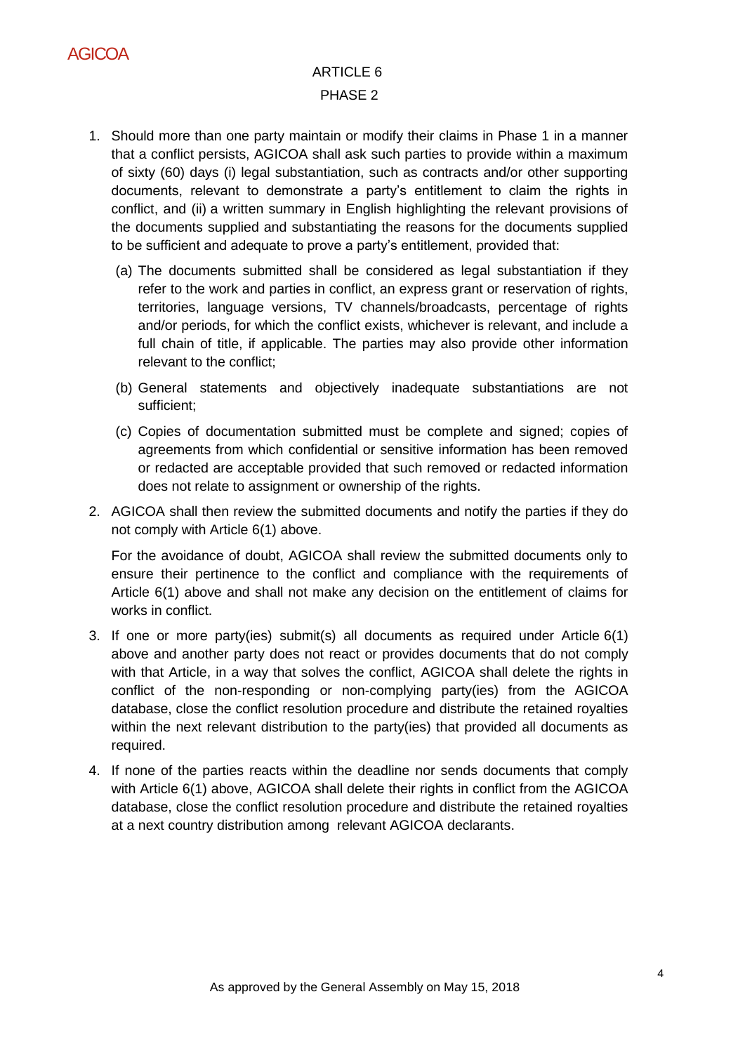## ARTICLE 6

## PHASE 2

1. Should more than one party maintain or modify their claims in Phase 1 in a manner that a conflict persists, AGICOA shall ask such parties to provide within a maximum of sixty (60) days (i) legal substantiation, such as contracts and/or other supporting documents, relevant to demonstrate a party's entitlement to claim the rights in conflict, and (ii) a written summary in English highlighting the relevant provisions of the documents supplied and substantiating the reasons for the documents supplied to be sufficient and adequate to prove a party's entitlement, provided that:

   (a) The documents submitted shall be considered as legal substantiation if they refer to the work and parties in conflict, an express grant or reservation of rights, territories, language versions, TV channels/broadcasts, percentage of rights and/or periods, for which the conflict exists, whichever is relevant, and include a full chain of title, if applicable. The parties may also provide other information relevant to the conflict;

   (b) General statements and objectively inadequate substantiations are not sufficient;

   (c) Copies of documentation submitted must be complete and signed; copies of agreements from which confidential or sensitive information has been removed or redacted are acceptable provided that such removed or redacted information does not relate to assignment or ownership of the rights.

2. AGICOA shall then review the submitted documents and notify the parties if they do not comply with Article 6(1) above.

   For the avoidance of doubt, AGICOA shall review the submitted documents only to ensure their pertinence to the conflict and compliance with the requirements of Article 6(1) above and shall not make any decision on the entitlement of claims for works in conflict.

3. If one or more party(ies) submit(s) all documents as required under Article 6(1) above and another party does not react or provides documents that do not comply with that Article, in a way that solves the conflict, AGICOA shall delete the rights in conflict of the non-responding or non-complying party(ies) from the AGICOA database, close the conflict resolution procedure and distribute the retained royalties within the next relevant distribution to the party(ies) that provided all documents as required.

4. If none of the parties reacts within the deadline nor sends documents that comply with Article 6(1) above, AGICOA shall delete their rights in conflict from the AGICOA database, close the conflict resolution procedure and distribute the retained royalties at a next country distribution among relevant AGICOA declarants.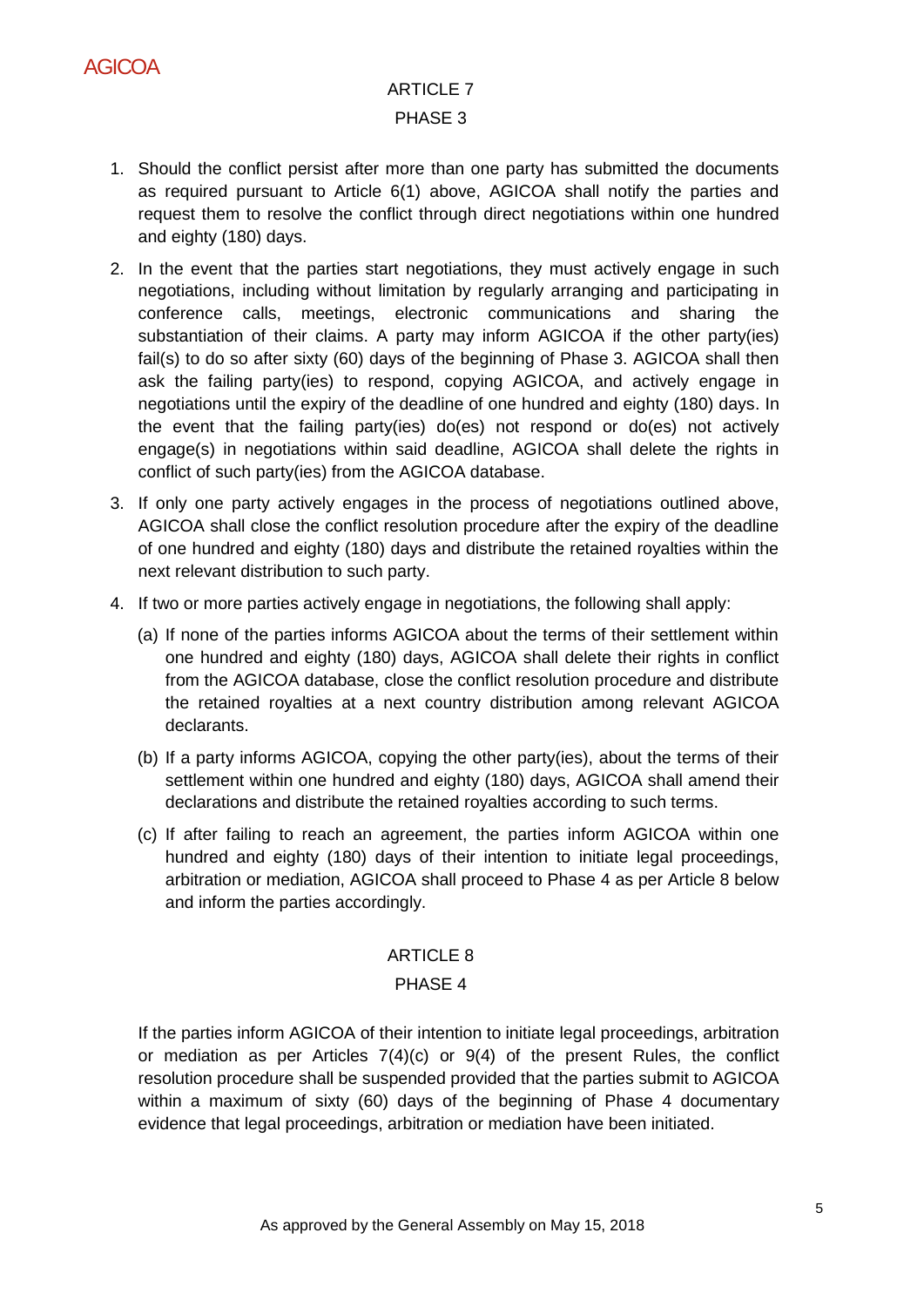## ARTICLE 7

### PHASE 3

1. Should the conflict persist after more than one party has submitted the documents as required pursuant to Article 6(1) above, AGICOA shall notify the parties and request them to resolve the conflict through direct negotiations within one hundred and eighty (180) days.
2. In the event that the parties start negotiations, they must actively engage in such negotiations, including without limitation by regularly arranging and participating in conference calls, meetings, electronic communications and sharing the substantiation of their claims. A party may inform AGICOA if the other party(ies) fail(s) to do so after sixty (60) days of the beginning of Phase 3. AGICOA shall then ask the failing party(ies) to respond, copying AGICOA, and actively engage in negotiations until the expiry of the deadline of one hundred and eighty (180) days. In the event that the failing party(ies) do(es) not respond or do(es) not actively engage(s) in negotiations within said deadline, AGICOA shall delete the rights in conflict of such party(ies) from the AGICOA database.
3. If only one party actively engages in the process of negotiations outlined above, AGICOA shall close the conflict resolution procedure after the expiry of the deadline of one hundred and eighty (180) days and distribute the retained royalties within the next relevant distribution to such party.
4. If two or more parties actively engage in negotiations, the following shall apply:
   - (a) If none of the parties informs AGICOA about the terms of their settlement within one hundred and eighty (180) days, AGICOA shall delete their rights in conflict from the AGICOA database, close the conflict resolution procedure and distribute the retained royalties at a next country distribution among relevant AGICOA declarants.
   - (b) If a party informs AGICOA, copying the other party(ies), about the terms of their settlement within one hundred and eighty (180) days, AGICOA shall amend their declarations and distribute the retained royalties according to such terms.
   - (c) If after failing to reach an agreement, the parties inform AGICOA within one hundred and eighty (180) days of their intention to initiate legal proceedings, arbitration or mediation, AGICOA shall proceed to Phase 4 as per Article 8 below and inform the parties accordingly.

## ARTICLE 8

### PHASE 4

If the parties inform AGICOA of their intention to initiate legal proceedings, arbitration or mediation as per Articles 7(4)(c) or 9(4) of the present Rules, the conflict resolution procedure shall be suspended provided that the parties submit to AGICOA within a maximum of sixty (60) days of the beginning of Phase 4 documentary evidence that legal proceedings, arbitration or mediation have been initiated.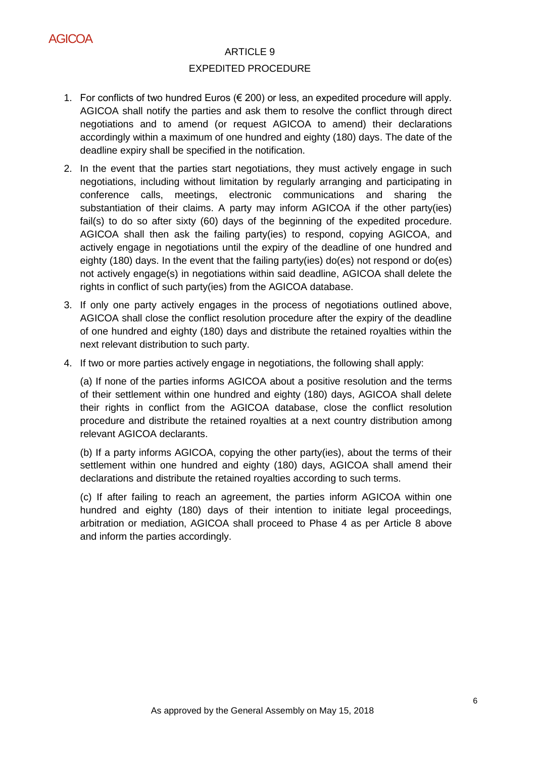## ARTICLE 9

## EXPEDITED PROCEDURE

1. For conflicts of two hundred Euros (€ 200) or less, an expedited procedure will apply. AGICOA shall notify the parties and ask them to resolve the conflict through direct negotiations and to amend (or request AGICOA to amend) their declarations accordingly within a maximum of one hundred and eighty (180) days. The date of the deadline expiry shall be specified in the notification.

2. In the event that the parties start negotiations, they must actively engage in such negotiations, including without limitation by regularly arranging and participating in conference calls, meetings, electronic communications and sharing the substantiation of their claims. A party may inform AGICOA if the other party(ies) fail(s) to do so after sixty (60) days of the beginning of the expedited procedure. AGICOA shall then ask the failing party(ies) to respond, copying AGICOA, and actively engage in negotiations until the expiry of the deadline of one hundred and eighty (180) days. In the event that the failing party(ies) do(es) not respond or do(es) not actively engage(s) in negotiations within said deadline, AGICOA shall delete the rights in conflict of such party(ies) from the AGICOA database.

3. If only one party actively engages in the process of negotiations outlined above, AGICOA shall close the conflict resolution procedure after the expiry of the deadline of one hundred and eighty (180) days and distribute the retained royalties within the next relevant distribution to such party.

4. If two or more parties actively engage in negotiations, the following shall apply:

   (a) If none of the parties informs AGICOA about a positive resolution and the terms of their settlement within one hundred and eighty (180) days, AGICOA shall delete their rights in conflict from the AGICOA database, close the conflict resolution procedure and distribute the retained royalties at a next country distribution among relevant AGICOA declarants.

   (b) If a party informs AGICOA, copying the other party(ies), about the terms of their settlement within one hundred and eighty (180) days, AGICOA shall amend their declarations and distribute the retained royalties according to such terms.

   (c) If after failing to reach an agreement, the parties inform AGICOA within one hundred and eighty (180) days of their intention to initiate legal proceedings, arbitration or mediation, AGICOA shall proceed to Phase 4 as per Article 8 above and inform the parties accordingly.